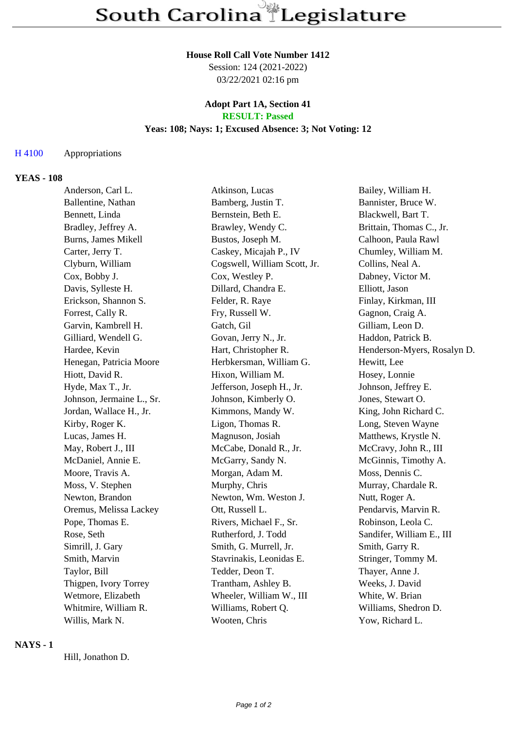# South Carolina Legislature

**House Roll Call Vote Number 1412**
Session: 124 (2021-2022)
03/22/2021 02:16 pm

**Adopt Part 1A, Section 41**
**RESULT: Passed**
**Yeas: 108; Nays: 1; Excused Absence: 3; Not Voting: 12**

H 4100 Appropriations

## YEAS - 108

Anderson, Carl L.
Atkinson, Lucas
Bailey, William H.
Ballentine, Nathan
Bamberg, Justin T.
Bannister, Bruce W.
Bennett, Linda
Bernstein, Beth E.
Blackwell, Bart T.
Bradley, Jeffrey A.
Brawley, Wendy C.
Brittain, Thomas C., Jr.
Burns, James Mikell
Bustos, Joseph M.
Calhoon, Paula Rawl
Carter, Jerry T.
Caskey, Micajah P., IV
Chumley, William M.
Clyburn, William
Cogswell, William Scott, Jr.
Collins, Neal A.
Cox, Bobby J.
Cox, Westley P.
Dabney, Victor M.
Davis, Sylleste H.
Dillard, Chandra E.
Elliott, Jason
Erickson, Shannon S.
Felder, R. Raye
Finlay, Kirkman, III
Forrest, Cally R.
Fry, Russell W.
Gagnon, Craig A.
Garvin, Kambrell H.
Gatch, Gil
Gilliam, Leon D.
Gilliard, Wendell G.
Govan, Jerry N., Jr.
Haddon, Patrick B.
Hardee, Kevin
Hart, Christopher R.
Henderson-Myers, Rosalyn D.
Henegan, Patricia Moore
Herbkersman, William G.
Hewitt, Lee
Hiott, David R.
Hixon, William M.
Hosey, Lonnie
Hyde, Max T., Jr.
Jefferson, Joseph H., Jr.
Johnson, Jeffrey E.
Johnson, Jermaine L., Sr.
Johnson, Kimberly O.
Jones, Stewart O.
Jordan, Wallace H., Jr.
Kimmons, Mandy W.
King, John Richard C.
Kirby, Roger K.
Ligon, Thomas R.
Long, Steven Wayne
Lucas, James H.
Magnuson, Josiah
Matthews, Krystle N.
May, Robert J., III
McCabe, Donald R., Jr.
McCravy, John R., III
McDaniel, Annie E.
McGarry, Sandy N.
McGinnis, Timothy A.
Moore, Travis A.
Morgan, Adam M.
Moss, Dennis C.
Moss, V. Stephen
Murphy, Chris
Murray, Chardale R.
Newton, Brandon
Newton, Wm. Weston J.
Nutt, Roger A.
Oremus, Melissa Lackey
Ott, Russell L.
Pendarvis, Marvin R.
Pope, Thomas E.
Rivers, Michael F., Sr.
Robinson, Leola C.
Rose, Seth
Rutherford, J. Todd
Sandifer, William E., III
Simrill, J. Gary
Smith, G. Murrell, Jr.
Smith, Garry R.
Smith, Marvin
Stavrinakis, Leonidas E.
Stringer, Tommy M.
Taylor, Bill
Tedder, Deon T.
Thayer, Anne J.
Thigpen, Ivory Torrey
Trantham, Ashley B.
Weeks, J. David
Wetmore, Elizabeth
Wheeler, William W., III
White, W. Brian
Whitmire, William R.
Williams, Robert Q.
Williams, Shedron D.
Willis, Mark N.
Wooten, Chris
Yow, Richard L.

## NAYS - 1

Hill, Jonathon D.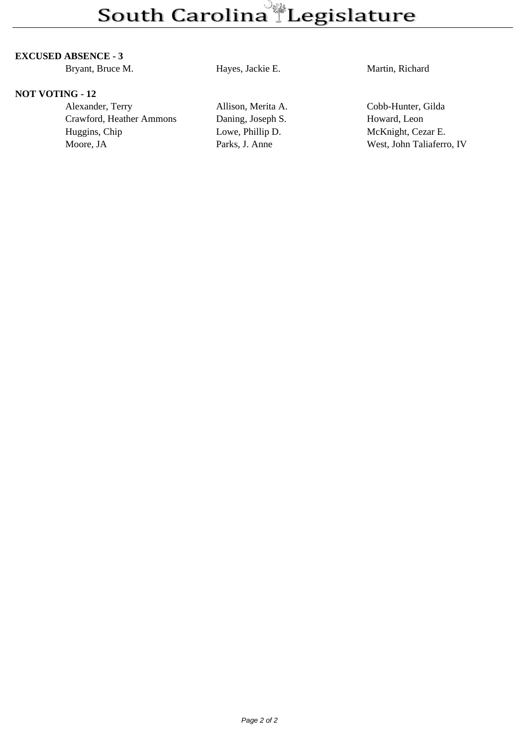**EXCUSED ABSENCE - 3**

| | | |
|---|---|---|
| Bryant, Bruce M. | Hayes, Jackie E. | Martin, Richard |

**NOT VOTING - 12**

| | | |
|---|---|---|
| Alexander, Terry | Allison, Merita A. | Cobb-Hunter, Gilda |
| Crawford, Heather Ammons | Daning, Joseph S. | Howard, Leon |
| Huggins, Chip | Lowe, Phillip D. | McKnight, Cezar E. |
| Moore, JA | Parks, J. Anne | West, John Taliaferro, IV |